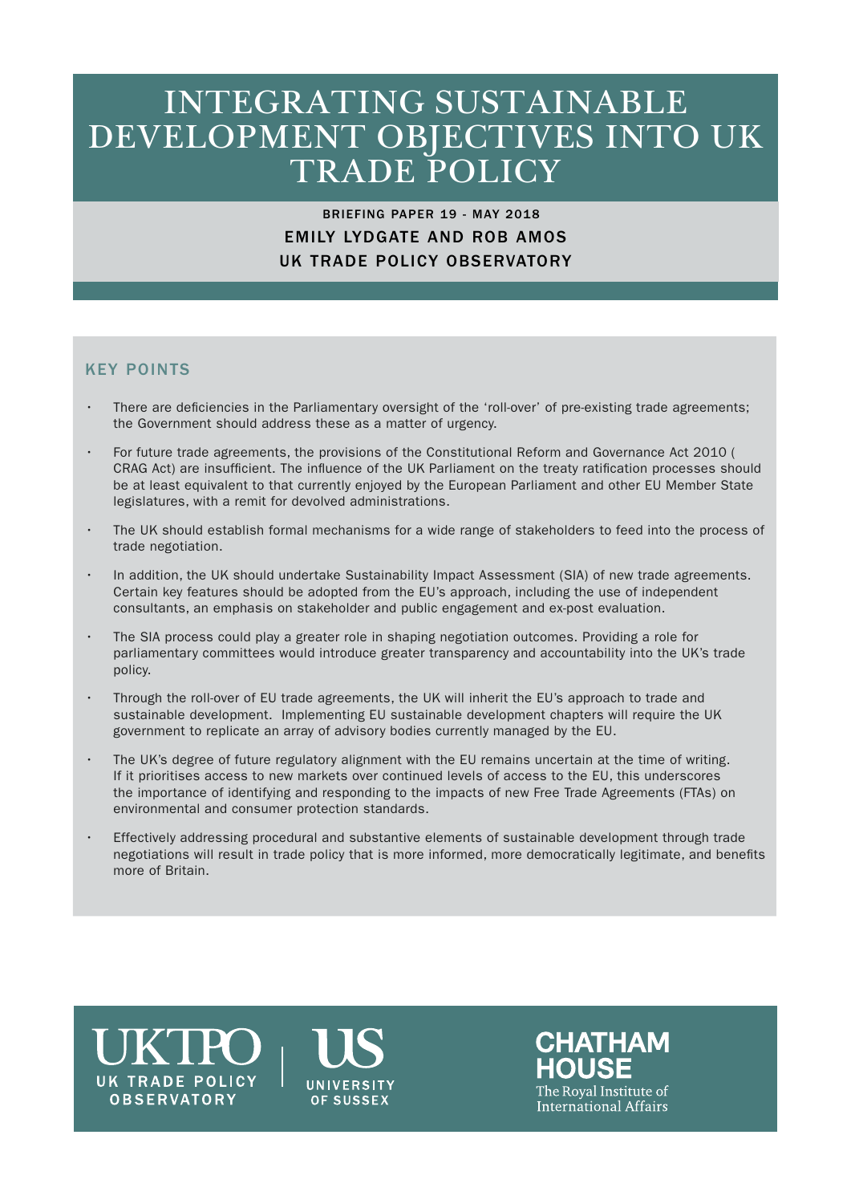# INTEGRATING SUSTAINABLE DEVELOPMENT OBJECTIVES INTO UK TRADE POLICY

BRIEFING PAPER 19 - MAY 2018

EMILY LYDGATE AND ROB AMOS

UK TRADE POLICY OBSERVATORY

## KEY POINTS

- There are deficiencies in the Parliamentary oversight of the 'roll-over' of pre-existing trade agreements; the Government should address these as a matter of urgency.
- For future trade agreements, the provisions of the Constitutional Reform and Governance Act 2010 ( CRAG Act) are insufficient. The influence of the UK Parliament on the treaty ratification processes should be at least equivalent to that currently enjoyed by the European Parliament and other EU Member State legislatures, with a remit for devolved administrations.
- The UK should establish formal mechanisms for a wide range of stakeholders to feed into the process of trade negotiation.
- In addition, the UK should undertake Sustainability Impact Assessment (SIA) of new trade agreements. Certain key features should be adopted from the EU's approach, including the use of independent consultants, an emphasis on stakeholder and public engagement and ex-post evaluation.
- The SIA process could play a greater role in shaping negotiation outcomes. Providing a role for parliamentary committees would introduce greater transparency and accountability into the UK's trade policy.
- Through the roll-over of EU trade agreements, the UK will inherit the EU's approach to trade and sustainable development. Implementing EU sustainable development chapters will require the UK government to replicate an array of advisory bodies currently managed by the EU.
- The UK's degree of future regulatory alignment with the EU remains uncertain at the time of writing. If it prioritises access to new markets over continued levels of access to the EU, this underscores the importance of identifying and responding to the impacts of new Free Trade Agreements (FTAs) on environmental and consumer protection standards.
- Effectively addressing procedural and substantive elements of sustainable development through trade negotiations will result in trade policy that is more informed, more democratically legitimate, and benefits more of Britain.

UKTPO UK TRADE POLICY OBSERVATORY | US UNIVERSITY OF SUSSEX

CHATHAM HOUSE The Royal Institute of International Affairs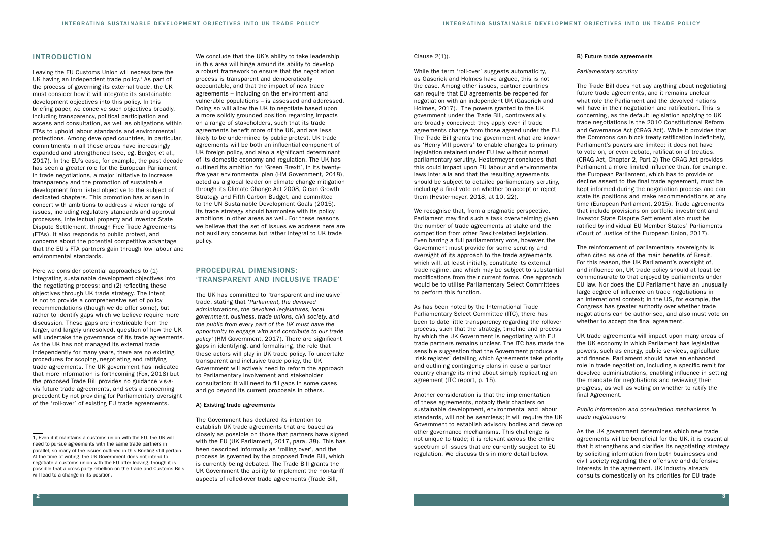## INTRODUCTION

Leaving the EU Customs Union will necessitate the UK having an independent trade policy.[1] As part of the process of governing its external trade, the UK must consider how it will integrate its sustainable development objectives into this policy. In this briefing paper, we conceive such objectives broadly, including transparency, political participation and access and consultation, as well as obligations within FTAs to uphold labour standards and environmental protections. Among developed countries, in particular, commitments in all these areas have increasingly expanded and strengthened (see, eg, Berger, et al., 2017). In the EU's case, for example, the past decade has seen a greater role for the European Parliament in trade negotiations, a major initiative to increase transparency and the promotion of sustainable development from listed objective to the subject of dedicated chapters. This promotion has arisen in concert with ambitions to address a wider range of issues, including regulatory standards and approval processes, intellectual property and Investor State Dispute Settlement, through Free Trade Agreements (FTAs). It also responds to public protest, and concerns about the potential competitive advantage that the EU's FTA partners gain through low labour and environmental standards.

Here we consider potential approaches to (1) integrating sustainable development objectives into the negotiating process; and (2) reflecting these objectives through UK trade strategy. The intent is not to provide a comprehensive set of policy recommendations (though we do offer some), but rather to identify gaps which we believe require more discussion. These gaps are inextricable from the larger, and largely unresolved, question of how the UK will undertake the governance of its trade agreements. As the UK has not managed its external trade independently for many years, there are no existing procedures for scoping, negotiating and ratifying trade agreements. The UK government has indicated that more information is forthcoming (Fox, 2018) but the proposed Trade Bill provides no guidance vis-a-vis future trade agreements, and sets a concerning precedent by not providing for Parliamentary oversight of the 'roll-over' of existing EU trade agreements.

We conclude that the UK's ability to take leadership in this area will hinge around its ability to develop a robust framework to ensure that the negotiation process is transparent and democratically accountable, and that the impact of new trade agreements – including on the environment and vulnerable populations – is assessed and addressed. Doing so will allow the UK to negotiate based upon a more solidly grounded position regarding impacts on a range of stakeholders, such that its trade agreements benefit more of the UK, and are less likely to be undermined by public protest. UK trade agreements will be both an influential component of UK foreign policy, and also a significant determinant of its domestic economy and regulation. The UK has outlined its ambition for 'Green Brexit', in its twenty-five year environmental plan (HM Government, 2018), acted as a global leader on climate change mitigation through its Climate Change Act 2008, Clean Growth Strategy and Fifth Carbon Budget, and committed to the UN Sustainable Development Goals (2015). Its trade strategy should harmonise with its policy ambitions in other areas as well. For these reasons we believe that the set of issues we address here are not auxiliary concerns but rather integral to UK trade policy.

## PROCEDURAL DIMENSIONS: 'TRANSPARENT AND INCLUSIVE TRADE'

The UK has committed to 'transparent and inclusive' trade, stating that '*Parliament, the devolved administrations, the devolved legislatures, local government, business, trade unions, civil society, and the public from every part of the UK must have the opportunity to engage with and contribute to our trade policy*' (HM Government, 2017). There are significant gaps in identifying, and formalising, the role that these actors will play in UK trade policy. To undertake transparent and inclusive trade policy, the UK Government will actively need to reform the approach to Parliamentary involvement and stakeholder consultation; it will need to fill gaps in some cases and go beyond its current proposals in others.

### A) Existing trade agreements

The Government has declared its intention to establish UK trade agreements that are based as closely as possible on those that partners have signed with the EU (UK Parliament, 2017, para. 38). This has been described informally as 'rolling over', and the process is governed by the proposed Trade Bill, which is currently being debated. The Trade Bill grants the UK Government the ability to implement the non-tariff aspects of rolled-over trade agreements (Trade Bill, Clause 2(1)).

While the term 'roll-over' suggests automaticity, as Gasoriek and Holmes have argued, this is not the case. Among other issues, partner countries can require that EU agreements be reopened for negotiation with an independent UK (Gasoriek and Holmes, 2017). The powers granted to the UK government under the Trade Bill, controversially, are broadly conceived: they apply even if trade agreements change from those agreed under the EU. The Trade Bill grants the government what are known as 'Henry VIII powers' to enable changes to primary legislation retained under EU law without normal parliamentary scrutiny. Hestermeyer concludes that this could impact upon EU labour and environmental laws inter alia and that the resulting agreements should be subject to detailed parliamentary scrutiny, including a final vote on whether to accept or reject them (Hestermeyer, 2018, at 10, 22).

We recognise that, from a pragmatic perspective, Parliament may find such a task overwhelming given the number of trade agreements at stake and the competition from other Brexit-related legislation. Even barring a full parliamentary vote, however, the Government must provide for some scrutiny and oversight of its approach to the trade agreements which will, at least initially, constitute its external trade regime, and which may be subject to substantial modifications from their current forms. One approach would be to utilise Parliamentary Select Committees to perform this function.

As has been noted by the International Trade Parliamentary Select Committee (ITC), there has been to date little transparency regarding the rollover process, such that the strategy, timeline and process by which the UK Government is negotiating with EU trade partners remains unclear. The ITC has made the sensible suggestion that the Government produce a 'risk register' detailing which Agreements take priority and outlining contingency plans in case a partner country change its mind about simply replicating an agreement (ITC report, p. 15).

Another consideration is that the implementation of these agreements, notably their chapters on sustainable development, environmental and labour standards, will not be seamless; it will require the UK Government to establish advisory bodies and develop other governance mechanisms. This challenge is not unique to trade; it is relevant across the entire spectrum of issues that are currently subject to EU regulation. We discuss this in more detail below.

### B) Future trade agreements

*Parliamentary scrutiny*

The Trade Bill does not say anything about negotiating future trade agreements, and it remains unclear what role the Parliament and the devolved nations will have in their negotiation and ratification. This is concerning, as the default legislation applying to UK trade negotiations is the 2010 Constitutional Reform and Governance Act (CRAG Act). While it provides that the Commons can block treaty ratification indefinitely, Parliament's powers are limited: it does not have to vote on, or even debate, ratification of treaties. (CRAG Act, Chapter 2, Part 2) The CRAG Act provides Parliament a more limited influence than, for example, the European Parliament, which has to provide or decline assent to the final trade agreement, must be kept informed during the negotiation process and can state its positions and make recommendations at any time (European Parliament, 2015). Trade agreements that include provisions on portfolio investment and Investor State Dispute Settlement also must be ratified by individual EU Member States' Parliaments (Court of Justice of the European Union, 2017).

The reinforcement of parliamentary sovereignty is often cited as one of the main benefits of Brexit. For this reason, the UK Parliament's oversight of, and influence on, UK trade policy should at least be commensurate to that enjoyed by parliaments under EU law. Nor does the EU Parliament have an unusually large degree of influence on trade negotiations in an international context; in the US, for example, the Congress has greater authority over whether trade negotiations can be authorised, and also must vote on whether to accept the final agreement.

UK trade agreements will impact upon many areas of the UK economy in which Parliament has legislative powers, such as energy, public services, agriculture and finance. Parliament should have an enhanced role in trade negotiation, including a specific remit for devolved administrations, enabling influence in setting the mandate for negotiations and reviewing their progress, as well as voting on whether to ratify the final Agreement.

*Public information and consultation mechanisms in trade negotiations*

As the UK government determines which new trade agreements will be beneficial for the UK, it is essential that it strengthens and clarifies its negotiating strategy by soliciting information from both businesses and civil society regarding their offensive and defensive interests in the agreement. UK industry already consults domestically on its priorities for EU trade

---

[1] Even if it maintains a customs union with the EU, the UK will need to pursue agreements with the same trade partners in parallel, so many of the issues outlined in this Briefing still pertain. At the time of writing, the UK Government does not intend to negotiate a customs union with the EU after leaving, though it is possible that a cross-party rebellion on the Trade and Customs Bills will lead to a change in its position.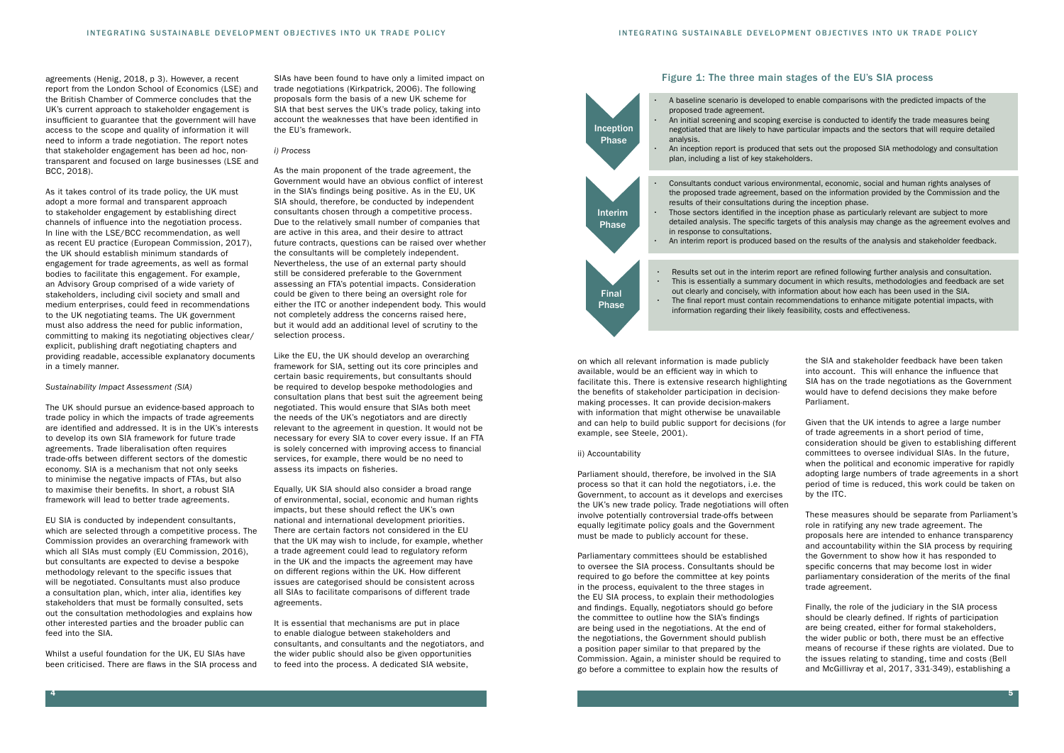agreements (Henig, 2018, p 3). However, a recent report from the London School of Economics (LSE) and the British Chamber of Commerce concludes that the UK's current approach to stakeholder engagement is insufficient to guarantee that the government will have access to the scope and quality of information it will need to inform a trade negotiation. The report notes that stakeholder engagement has been ad hoc, non-transparent and focused on large businesses (LSE and BCC, 2018).

As it takes control of its trade policy, the UK must adopt a more formal and transparent approach to stakeholder engagement by establishing direct channels of influence into the negotiation process. In line with the LSE/BCC recommendation, as well as recent EU practice (European Commission, 2017), the UK should establish minimum standards of engagement for trade agreements, as well as formal bodies to facilitate this engagement. For example, an Advisory Group comprised of a wide variety of stakeholders, including civil society and small and medium enterprises, could feed in recommendations to the UK negotiating teams. The UK government must also address the need for public information, committing to making its negotiating objectives clear/explicit, publishing draft negotiating chapters and providing readable, accessible explanatory documents in a timely manner.

*Sustainability Impact Assessment (SIA)*

The UK should pursue an evidence-based approach to trade policy in which the impacts of trade agreements are identified and addressed. It is in the UK's interests to develop its own SIA framework for future trade agreements. Trade liberalisation often requires trade-offs between different sectors of the domestic economy. SIA is a mechanism that not only seeks to minimise the negative impacts of FTAs, but also to maximise their benefits. In short, a robust SIA framework will lead to better trade agreements.

EU SIA is conducted by independent consultants, which are selected through a competitive process. The Commission provides an overarching framework with which all SIAs must comply (EU Commission, 2016), but consultants are expected to devise a bespoke methodology relevant to the specific issues that will be negotiated. Consultants must also produce a consultation plan, which, inter alia, identifies key stakeholders that must be formally consulted, sets out the consultation methodologies and explains how other interested parties and the broader public can feed into the SIA.

Whilst a useful foundation for the UK, EU SIAs have been criticised. There are flaws in the SIA process and SIAs have been found to have only a limited impact on trade negotiations (Kirkpatrick, 2006). The following proposals form the basis of a new UK scheme for SIA that best serves the UK's trade policy, taking into account the weaknesses that have been identified in the EU's framework.

*i) Process*

As the main proponent of the trade agreement, the Government would have an obvious conflict of interest in the SIA's findings being positive. As in the EU, UK SIA should, therefore, be conducted by independent consultants chosen through a competitive process. Due to the relatively small number of companies that are active in this area, and their desire to attract future contracts, questions can be raised over whether the consultants will be completely independent. Nevertheless, the use of an external party should still be considered preferable to the Government assessing an FTA's potential impacts. Consideration could be given to there being an oversight role for either the ITC or another independent body. This would not completely address the concerns raised here, but it would add an additional level of scrutiny to the selection process.

Like the EU, the UK should develop an overarching framework for SIA, setting out its core principles and certain basic requirements, but consultants should be required to develop bespoke methodologies and consultation plans that best suit the agreement being negotiated. This would ensure that SIAs both meet the needs of the UK's negotiators and are directly relevant to the agreement in question. It would not be necessary for every SIA to cover every issue. If an FTA is solely concerned with improving access to financial services, for example, there would be no need to assess its impacts on fisheries.

Equally, UK SIA should also consider a broad range of environmental, social, economic and human rights impacts, but these should reflect the UK's own national and international development priorities. There are certain factors not considered in the EU that the UK may wish to include, for example, whether a trade agreement could lead to regulatory reform in the UK and the impacts the agreement may have on different regions within the UK. How different issues are categorised should be consistent across all SIAs to facilitate comparisons of different trade agreements.

It is essential that mechanisms are put in place to enable dialogue between stakeholders and consultants, and consultants and the negotiators, and the wider public should also be given opportunities to feed into the process. A dedicated SIA website,

### Figure 1: The three main stages of the EU's SIA process

**Inception Phase**

- A baseline scenario is developed to enable comparisons with the predicted impacts of the proposed trade agreement.
- An initial screening and scoping exercise is conducted to identify the trade measures being negotiated that are likely to have particular impacts and the sectors that will require detailed analysis.
- An inception report is produced that sets out the proposed SIA methodology and consultation plan, including a list of key stakeholders.

**Interim Phase**

- Consultants conduct various environmental, economic, social and human rights analyses of the proposed trade agreement, based on the information provided by the Commission and the results of their consultations during the inception phase.
- Those sectors identified in the inception phase as particularly relevant are subject to more detailed analysis. The specific targets of this analysis may change as the agreement evolves and in response to consultations.
- An interim report is produced based on the results of the analysis and stakeholder feedback.

**Final Phase**

- Results set out in the interim report are refined following further analysis and consultation.
- This is essentially a summary document in which results, methodologies and feedback are set out clearly and concisely, with information about how each has been used in the SIA.
- The final report must contain recommendations to enhance mitigate potential impacts, with information regarding their likely feasibility, costs and effectiveness.

on which all relevant information is made publicly available, would be an efficient way in which to facilitate this. There is extensive research highlighting the benefits of stakeholder participation in decision-making processes. It can provide decision-makers with information that might otherwise be unavailable and can help to build public support for decisions (for example, see Steele, 2001).

ii) Accountability

Parliament should, therefore, be involved in the SIA process so that it can hold the negotiators, i.e. the Government, to account as it develops and exercises the UK's new trade policy. Trade negotiations will often involve potentially controversial trade-offs between equally legitimate policy goals and the Government must be made to publicly account for these.

Parliamentary committees should be established to oversee the SIA process. Consultants should be required to go before the committee at key points in the process, equivalent to the three stages in the EU SIA process, to explain their methodologies and findings. Equally, negotiators should go before the committee to outline how the SIA's findings are being used in the negotiations. At the end of the negotiations, the Government should publish a position paper similar to that prepared by the Commission. Again, a minister should be required to go before a committee to explain how the results of the SIA and stakeholder feedback have been taken into account. This will enhance the influence that SIA has on the trade negotiations as the Government would have to defend decisions they make before Parliament.

Given that the UK intends to agree a large number of trade agreements in a short period of time, consideration should be given to establishing different committees to oversee individual SIAs. In the future, when the political and economic imperative for rapidly adopting large numbers of trade agreements in a short period of time is reduced, this work could be taken on by the ITC.

These measures should be separate from Parliament's role in ratifying any new trade agreement. The proposals here are intended to enhance transparency and accountability within the SIA process by requiring the Government to show how it has responded to specific concerns that may become lost in wider parliamentary consideration of the merits of the final trade agreement.

Finally, the role of the judiciary in the SIA process should be clearly defined. If rights of participation are being created, either for formal stakeholders, the wider public or both, there must be an effective means of recourse if these rights are violated. Due to the issues relating to standing, time and costs (Bell and McGillivray et al, 2017, 331-349), establishing a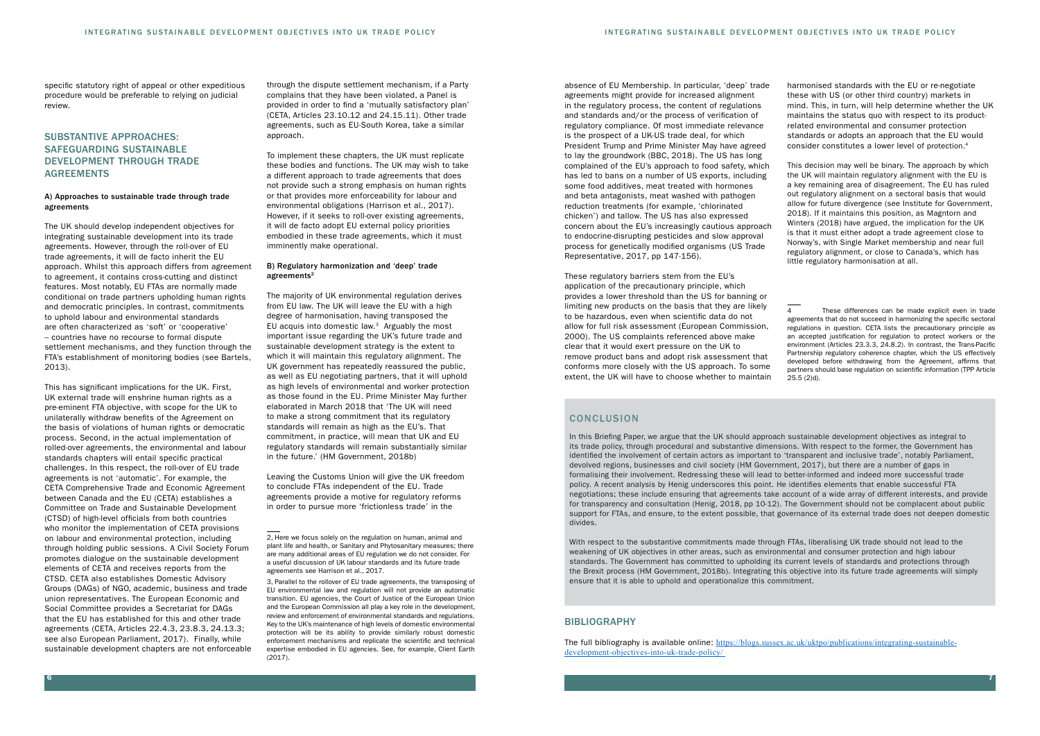specific statutory right of appeal or other expeditious procedure would be preferable to relying on judicial review.

## SUBSTANTIVE APPROACHES: SAFEGUARDING SUSTAINABLE DEVELOPMENT THROUGH TRADE AGREEMENTS

### A) Approaches to sustainable trade through trade agreements

The UK should develop independent objectives for integrating sustainable development into its trade agreements. However, through the roll-over of EU trade agreements, it will de facto inherit the EU approach. Whilst this approach differs from agreement to agreement, it contains cross-cutting and distinct features. Most notably, EU FTAs are normally made conditional on trade partners upholding human rights and democratic principles. In contrast, commitments to uphold labour and environmental standards are often characterized as 'soft' or 'cooperative' – countries have no recourse to formal dispute settlement mechanisms, and they function through the FTA's establishment of monitoring bodies (see Bartels, 2013).

This has significant implications for the UK. First, UK external trade will enshrine human rights as a pre-eminent FTA objective, with scope for the UK to unilaterally withdraw benefits of the Agreement on the basis of violations of human rights or democratic process. Second, in the actual implementation of rolled-over agreements, the environmental and labour standards chapters will entail specific practical challenges. In this respect, the roll-over of EU trade agreements is not 'automatic'. For example, the CETA Comprehensive Trade and Economic Agreement between Canada and the EU (CETA) establishes a Committee on Trade and Sustainable Development (CTSD) of high-level officials from both countries who monitor the implementation of CETA provisions on labour and environmental protection, including through holding public sessions. A Civil Society Forum promotes dialogue on the sustainable development elements of CETA and receives reports from the CTSD. CETA also establishes Domestic Advisory Groups (DAGs) of NGO, academic, business and trade union representatives. The European Economic and Social Committee provides a Secretariat for DAGs that the EU has established for this and other trade agreements (CETA, Articles 22.4.3, 23.8.3, 24.13.3; see also European Parliament, 2017). Finally, while sustainable development chapters are not enforceable through the dispute settlement mechanism, if a Party complains that they have been violated, a Panel is provided in order to find a 'mutually satisfactory plan' (CETA, Articles 23.10.12 and 24.15.11). Other trade agreements, such as EU-South Korea, take a similar approach.

To implement these chapters, the UK must replicate these bodies and functions. The UK may wish to take a different approach to trade agreements that does not provide such a strong emphasis on human rights or that provides more enforceability for labour and environmental obligations (Harrison et al., 2017). However, if it seeks to roll-over existing agreements, it will de facto adopt EU external policy priorities embodied in these trade agreements, which it must imminently make operational.

### B) Regulatory harmonization and 'deep' trade agreements[2]

The majority of UK environmental regulation derives from EU law. The UK will leave the EU with a high degree of harmonisation, having transposed the EU acquis into domestic law.[3] Arguably the most important issue regarding the UK's future trade and sustainable development strategy is the extent to which it will maintain this regulatory alignment. The UK government has repeatedly reassured the public, as well as EU negotiating partners, that it will uphold as high levels of environmental and worker protection as those found in the EU. Prime Minister May further elaborated in March 2018 that 'The UK will need to make a strong commitment that its regulatory standards will remain as high as the EU's. That commitment, in practice, will mean that UK and EU regulatory standards will remain substantially similar in the future.' (HM Government, 2018b)

Leaving the Customs Union will give the UK freedom to conclude FTAs independent of the EU. Trade agreements provide a motive for regulatory reforms in order to pursue more 'frictionless trade' in the absence of EU Membership. In particular, 'deep' trade agreements might provide for increased alignment in the regulatory process, the content of regulations and standards and/or the process of verification of regulatory compliance. Of most immediate relevance is the prospect of a UK-US trade deal, for which President Trump and Prime Minister May have agreed to lay the groundwork (BBC, 2018). The US has long complained of the EU's approach to food safety, which has led to bans on a number of US exports, including some food additives, meat treated with hormones and beta antagonists, meat washed with pathogen reduction treatments (for example, 'chlorinated chicken') and tallow. The US has also expressed concern about the EU's increasingly cautious approach to endocrine-disrupting pesticides and slow approval process for genetically modified organisms (US Trade Representative, 2017, pp 147-156).

These regulatory barriers stem from the EU's application of the precautionary principle, which provides a lower threshold than the US for banning or limiting new products on the basis that they are likely to be hazardous, even when scientific data do not allow for full risk assessment (European Commission, 2000). The US complaints referenced above make clear that it would exert pressure on the UK to remove product bans and adopt risk assessment that conforms more closely with the US approach. To some extent, the UK will have to choose whether to maintain harmonised standards with the EU or re-negotiate these with US (or other third country) markets in mind. This, in turn, will help determine whether the UK maintains the status quo with respect to its product-related environmental and consumer protection standards or adopts an approach that the EU would consider constitutes a lower level of protection.[4]

This decision may well be binary. The approach by which the UK will maintain regulatory alignment with the EU is a key remaining area of disagreement. The EU has ruled out regulatory alignment on a sectoral basis that would allow for future divergence (see Institute for Government, 2018). If it maintains this position, as Magntorn and Winters (2018) have argued, the implication for the UK is that it must either adopt a trade agreement close to Norway's, with Single Market membership and near full regulatory alignment, or close to Canada's, which has little regulatory harmonisation at all.

---

2. Here we focus solely on the regulation on human, animal and plant life and health, or Sanitary and Phytosanitary measures; there are many additional areas of EU regulation we do not consider. For a useful discussion of UK labour standards and its future trade agreements see Harrison et al., 2017.

3. Parallel to the rollover of EU trade agreements, the transposing of EU environmental law and regulation will not provide an automatic transition. EU agencies, the Court of Justice of the European Union and the European Commission all play a key role in the development, review and enforcement of environmental standards and regulations. Key to the UK's maintenance of high levels of domestic environmental protection will be its ability to provide similarly robust domestic enforcement mechanisms and replicate the scientific and technical expertise embodied in EU agencies. See, for example, Client Earth (2017).

4. These differences can be made explicit even in trade agreements that do not succeed in harmonizing the specific sectoral regulations in question. CETA lists the precautionary principle as an accepted justification for regulation to protect workers or the environment (Articles 23.3.3, 24.8.2). In contrast, the Trans-Pacific Partnership regulatory coherence chapter, which the US effectively developed before withdrawing from the Agreement, affirms that partners should base regulation on scientific information (TPP Article 25.5 (2)d).

## CONCLUSION

In this Briefing Paper, we argue that the UK should approach sustainable development objectives as integral to its trade policy, through procedural and substantive dimensions. With respect to the former, the Government has identified the involvement of certain actors as important to 'transparent and inclusive trade', notably Parliament, devolved regions, businesses and civil society (HM Government, 2017), but there are a number of gaps in formalising their involvement. Redressing these will lead to better-informed and indeed more successful trade policy. A recent analysis by Henig underscores this point. He identifies elements that enable successful FTA negotiations; these include ensuring that agreements take account of a wide array of different interests, and provide for transparency and consultation (Henig, 2018, pp 10-12). The Government should not be complacent about public support for FTAs, and ensure, to the extent possible, that governance of its external trade does not deepen domestic divides.

With respect to the substantive commitments made through FTAs, liberalising UK trade should not lead to the weakening of UK objectives in other areas, such as environmental and consumer protection and high labour standards. The Government has committed to upholding its current levels of standards and protections through the Brexit process (HM Government, 2018b). Integrating this objective into its future trade agreements will simply ensure that it is able to uphold and operationalize this commitment.

## BIBLIOGRAPHY

The full bibliography is available online: https://blogs.sussex.ac.uk/uktpo/publications/integrating-sustainable-development-objectives-into-uk-trade-policy/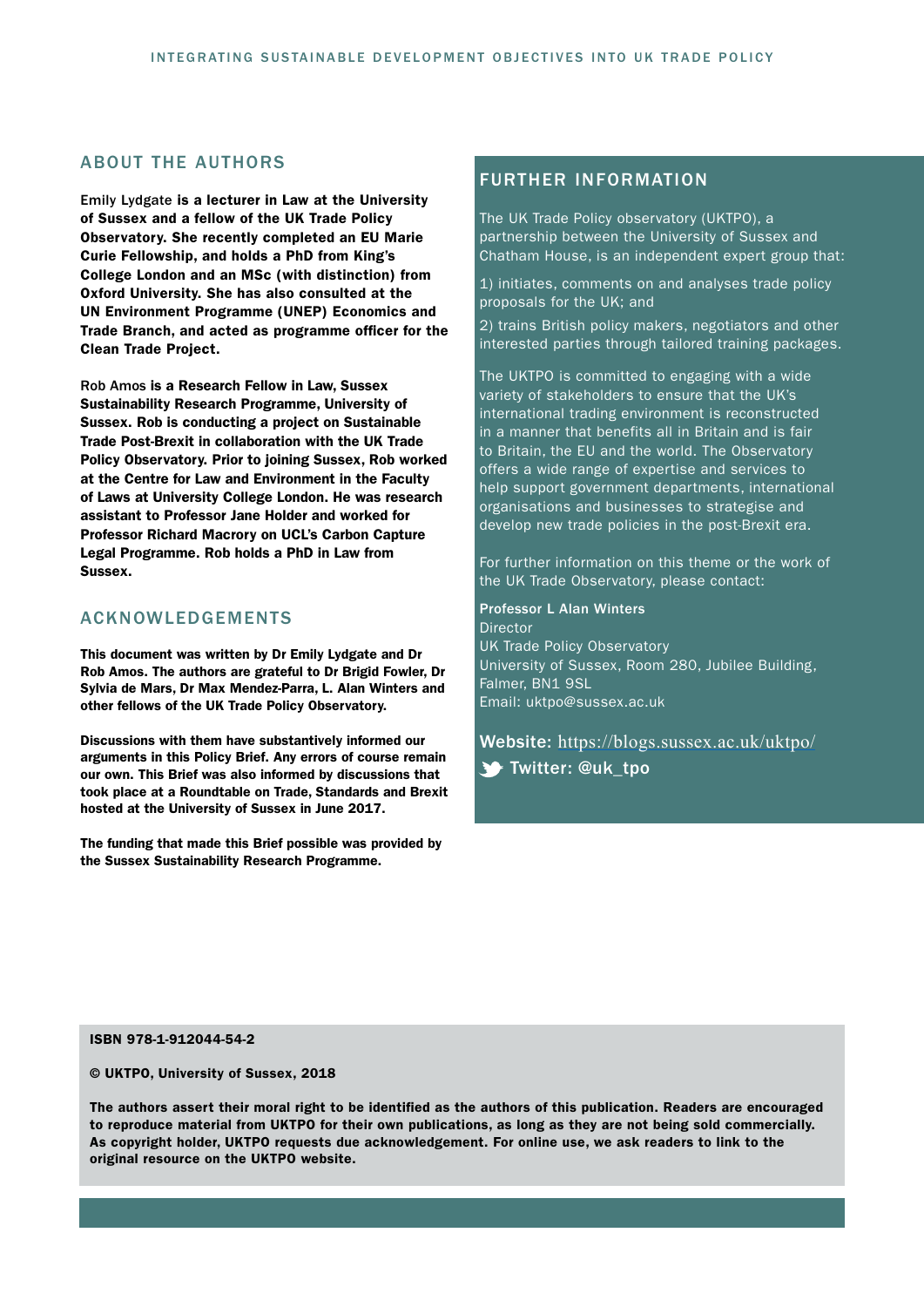## ABOUT THE AUTHORS

Emily Lydgate **is a lecturer in Law at the University of Sussex and a fellow of the UK Trade Policy Observatory. She recently completed an EU Marie Curie Fellowship, and holds a PhD from King's College London and an MSc (with distinction) from Oxford University. She has also consulted at the UN Environment Programme (UNEP) Economics and Trade Branch, and acted as programme officer for the Clean Trade Project.**

Rob Amos **is a Research Fellow in Law, Sussex Sustainability Research Programme, University of Sussex. Rob is conducting a project on Sustainable Trade Post-Brexit in collaboration with the UK Trade Policy Observatory. Prior to joining Sussex, Rob worked at the Centre for Law and Environment in the Faculty of Laws at University College London. He was research assistant to Professor Jane Holder and worked for Professor Richard Macrory on UCL's Carbon Capture Legal Programme. Rob holds a PhD in Law from Sussex.**

## ACKNOWLEDGEMENTS

**This document was written by Dr Emily Lydgate and Dr Rob Amos. The authors are grateful to Dr Brigid Fowler, Dr Sylvia de Mars, Dr Max Mendez-Parra, L. Alan Winters and other fellows of the UK Trade Policy Observatory.**

**Discussions with them have substantively informed our arguments in this Policy Brief. Any errors of course remain our own. This Brief was also informed by discussions that took place at a Roundtable on Trade, Standards and Brexit hosted at the University of Sussex in June 2017.**

**The funding that made this Brief possible was provided by the Sussex Sustainability Research Programme.**

## FURTHER INFORMATION

The UK Trade Policy observatory (UKTPO), a partnership between the University of Sussex and Chatham House, is an independent expert group that:

1) initiates, comments on and analyses trade policy proposals for the UK; and

2) trains British policy makers, negotiators and other interested parties through tailored training packages.

The UKTPO is committed to engaging with a wide variety of stakeholders to ensure that the UK's international trading environment is reconstructed in a manner that benefits all in Britain and is fair to Britain, the EU and the world. The Observatory offers a wide range of expertise and services to help support government departments, international organisations and businesses to strategise and develop new trade policies in the post-Brexit era.

For further information on this theme or the work of the UK Trade Observatory, please contact:

**Professor L Alan Winters**
Director
UK Trade Policy Observatory
University of Sussex, Room 280, Jubilee Building, Falmer, BN1 9SL
Email: uktpo@sussex.ac.uk

**Website:** https://blogs.sussex.ac.uk/uktpo/
**Twitter: @uk_tpo**

**ISBN 978-1-912044-54-2**

**© UKTPO, University of Sussex, 2018**

**The authors assert their moral right to be identified as the authors of this publication. Readers are encouraged to reproduce material from UKTPO for their own publications, as long as they are not being sold commercially. As copyright holder, UKTPO requests due acknowledgement. For online use, we ask readers to link to the original resource on the UKTPO website.**